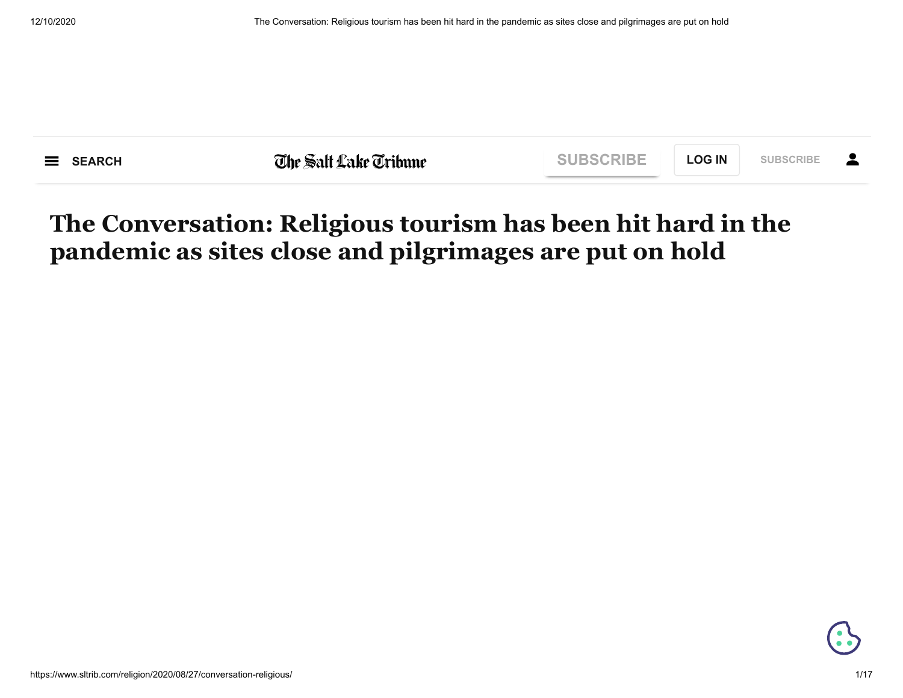# The Conversation: Religious tourism has been hit hard in the pandemic as sites close and pilgrimages are put on hold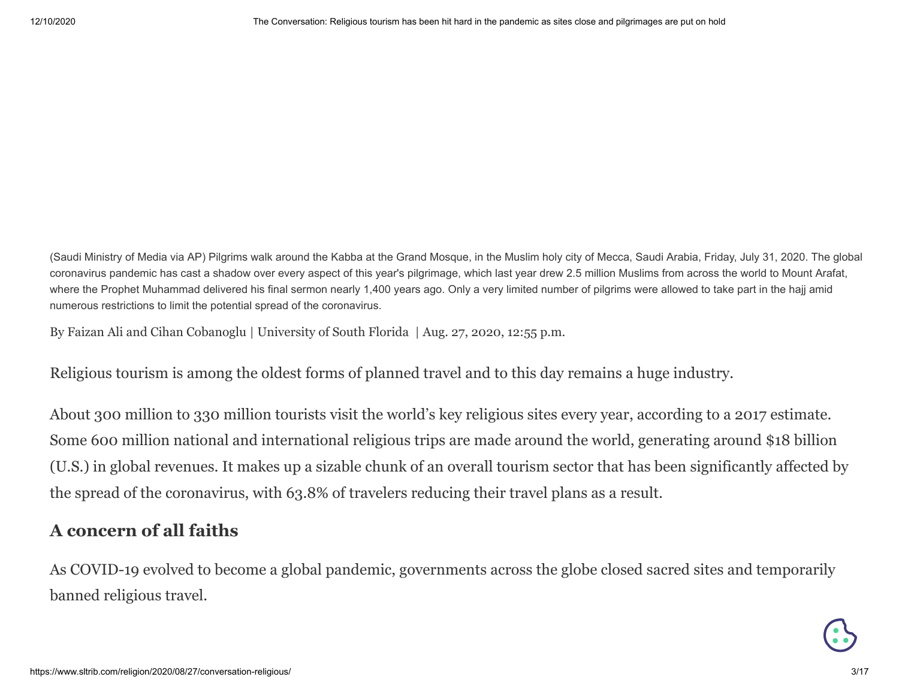(Saudi Ministry of Media via AP) Pilgrims walk around the Kabba at the Grand Mosque, in the Muslim holy city of Mecca, Saudi Arabia, Friday, July 31, 2020. The global coronavirus pandemic has cast a shadow over every aspect of this year's pilgrimage, which last year drew 2.5 million Muslims from across the world to Mount Arafat, where the Prophet Muhammad delivered his final sermon nearly 1,400 years ago. Only a very limited number of pilgrims were allowed to take part in the hajj amid numerous restrictions to limit the potential spread of the coronavirus.

By Faizan Ali and Cihan Cobanoglu | University of South Florida | Aug. 27, 2020, 12:55 p.m.

Religious tourism is among the oldest forms of planned travel and to this day remains a huge industry.

About 300 million to 330 million tourists visit the world's key religious sites every year, according to a 2017 estimate. Some 600 million national and international religious trips are made around the world, generating around $18 billion (U.S.) in global revenues. It makes up a sizable chunk of an overall tourism sector that has been significantly affected by the spread of the coronavirus, with 63.8% of travelers reducing their travel plans as a result.

## A concern of all faiths

As COVID-19 evolved to become a global pandemic, governments across the globe closed sacred sites and temporarily banned religious travel.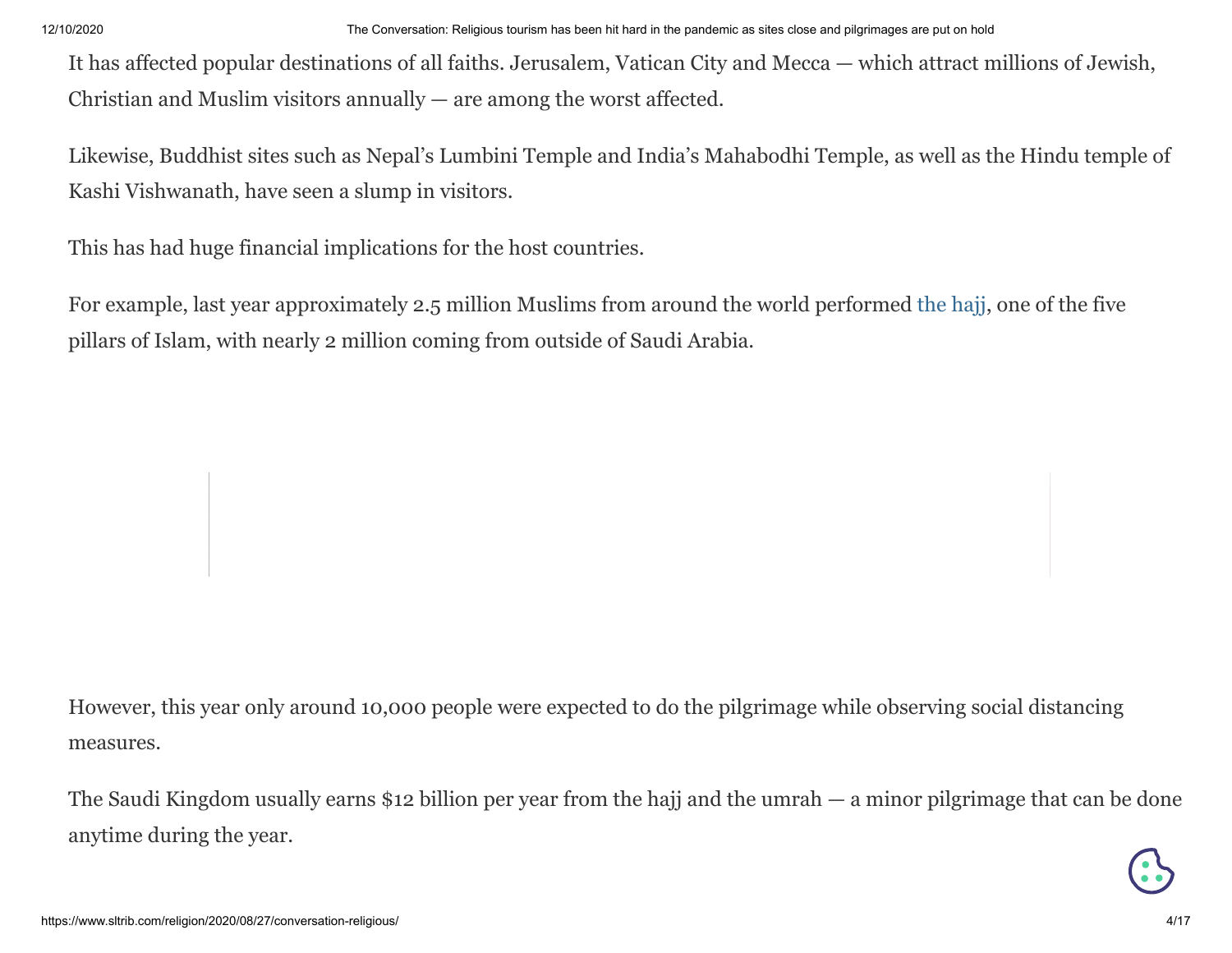It has affected popular destinations of all faiths. Jerusalem, Vatican City and Mecca — which attract millions of Jewish, Christian and Muslim visitors annually — are among the worst affected.

Likewise, Buddhist sites such as Nepal's Lumbini Temple and India's Mahabodhi Temple, as well as the Hindu temple of Kashi Vishwanath, have seen a slump in visitors.

This has had huge financial implications for the host countries.

For example, last year approximately 2.5 million Muslims from around the world performed the hajj, one of the five pillars of Islam, with nearly 2 million coming from outside of Saudi Arabia.

However, this year only around 10,000 people were expected to do the pilgrimage while observing social distancing measures.

The Saudi Kingdom usually earns $12 billion per year from the hajj and the umrah — a minor pilgrimage that can be done anytime during the year.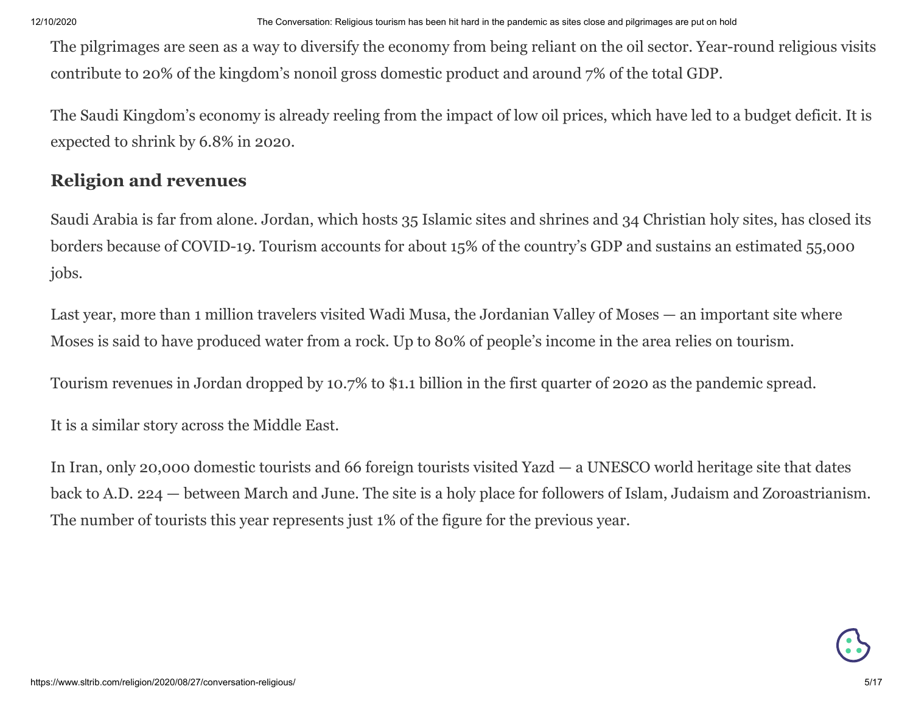The pilgrimages are seen as a way to diversify the economy from being reliant on the oil sector. Year-round religious visits contribute to 20% of the kingdom's nonoil gross domestic product and around 7% of the total GDP.

The Saudi Kingdom's economy is already reeling from the impact of low oil prices, which have led to a budget deficit. It is expected to shrink by 6.8% in 2020.

## Religion and revenues

Saudi Arabia is far from alone. Jordan, which hosts 35 Islamic sites and shrines and 34 Christian holy sites, has closed its borders because of COVID-19. Tourism accounts for about 15% of the country's GDP and sustains an estimated 55,000 jobs.

Last year, more than 1 million travelers visited Wadi Musa, the Jordanian Valley of Moses — an important site where Moses is said to have produced water from a rock. Up to 80% of people's income in the area relies on tourism.

Tourism revenues in Jordan dropped by 10.7% to $1.1 billion in the first quarter of 2020 as the pandemic spread.

It is a similar story across the Middle East.

In Iran, only 20,000 domestic tourists and 66 foreign tourists visited Yazd — a UNESCO world heritage site that dates back to A.D. 224 — between March and June. The site is a holy place for followers of Islam, Judaism and Zoroastrianism. The number of tourists this year represents just 1% of the figure for the previous year.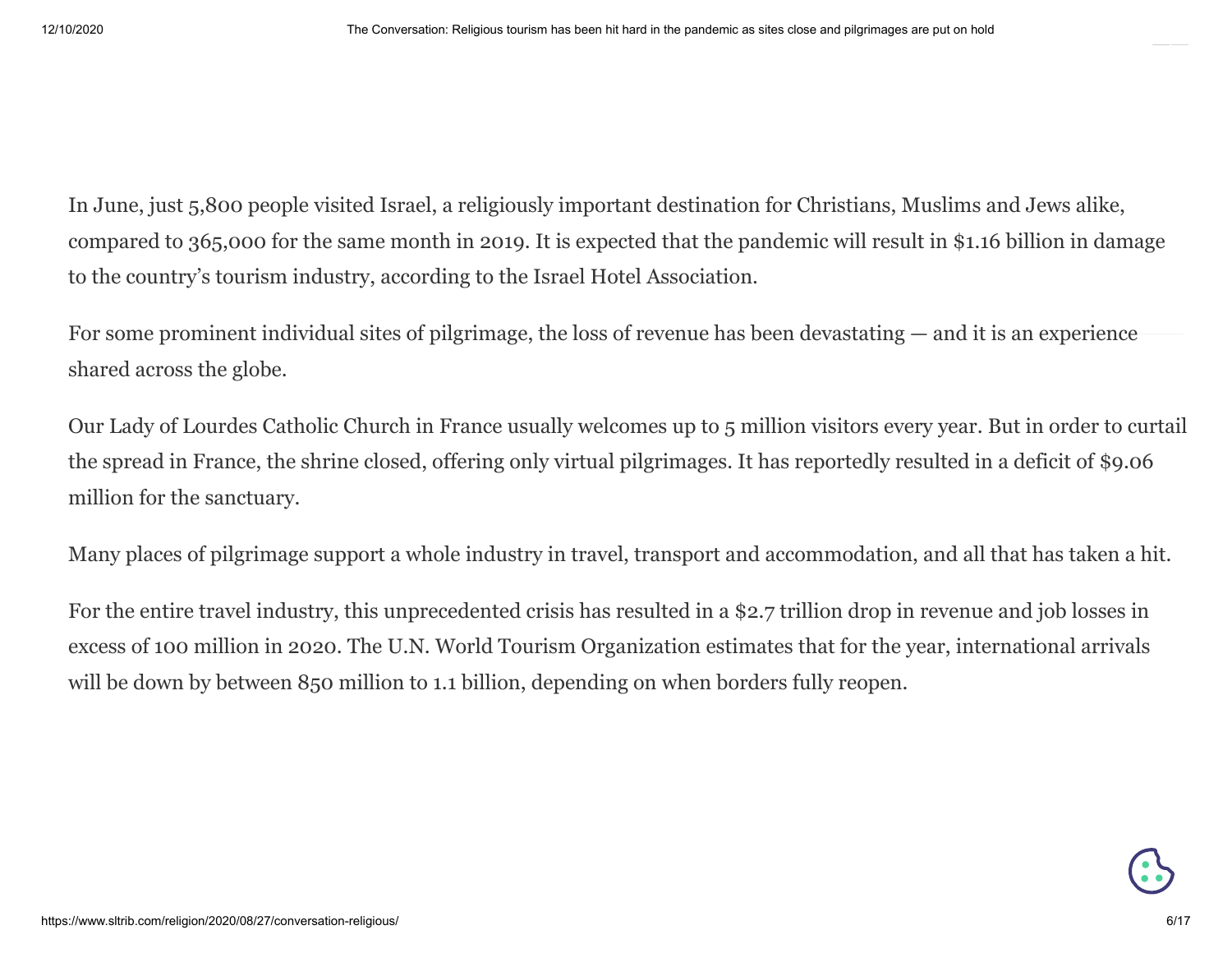In June, just 5,800 people visited Israel, a religiously important destination for Christians, Muslims and Jews alike, compared to 365,000 for the same month in 2019. It is expected that the pandemic will result in $1.16 billion in damage to the country's tourism industry, according to the Israel Hotel Association.

For some prominent individual sites of pilgrimage, the loss of revenue has been devastating — and it is an experience shared across the globe.

Our Lady of Lourdes Catholic Church in France usually welcomes up to 5 million visitors every year. But in order to curtail the spread in France, the shrine closed, offering only virtual pilgrimages. It has reportedly resulted in a deficit of $9.06 million for the sanctuary.

Many places of pilgrimage support a whole industry in travel, transport and accommodation, and all that has taken a hit.

For the entire travel industry, this unprecedented crisis has resulted in a $2.7 trillion drop in revenue and job losses in excess of 100 million in 2020. The U.N. World Tourism Organization estimates that for the year, international arrivals will be down by between 850 million to 1.1 billion, depending on when borders fully reopen.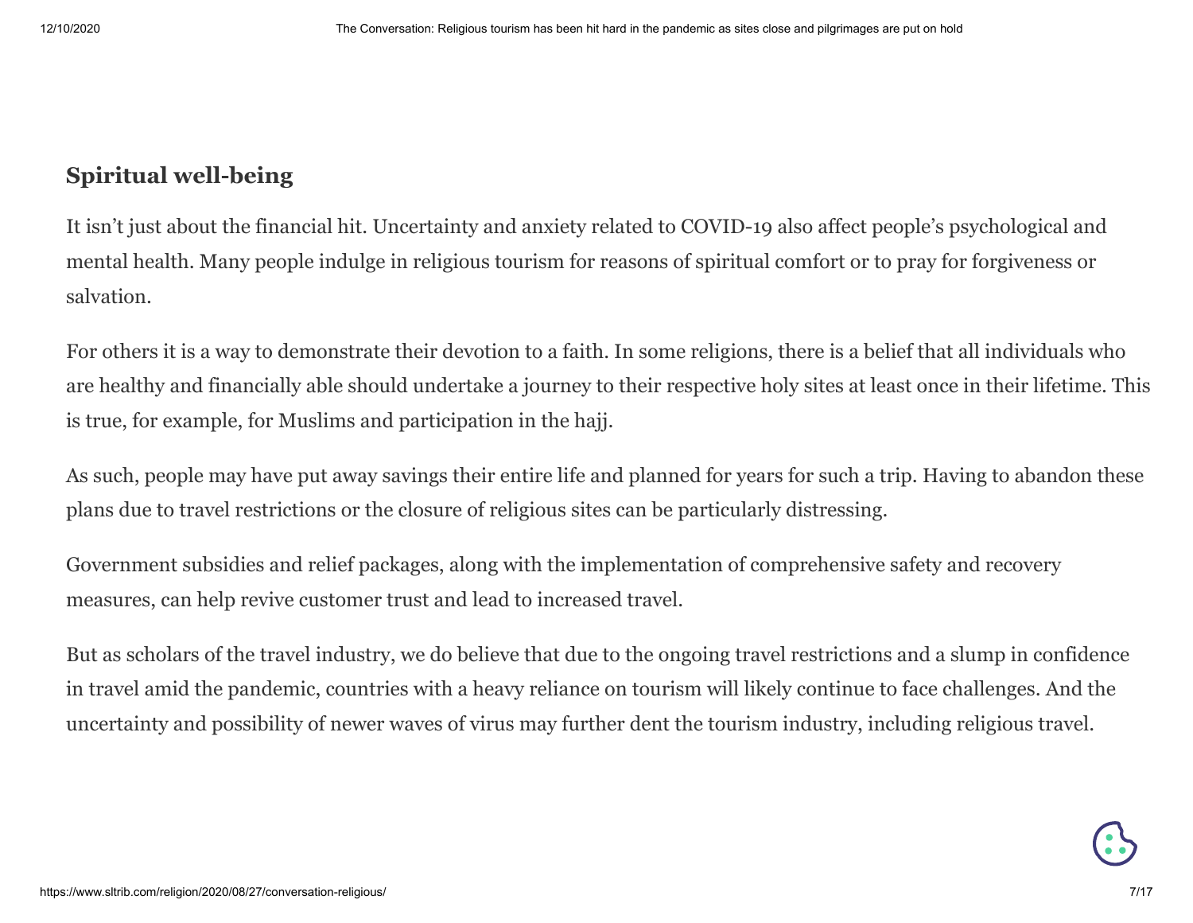## Spiritual well-being

It isn’t just about the financial hit. Uncertainty and anxiety related to COVID-19 also affect people’s psychological and mental health. Many people indulge in religious tourism for reasons of spiritual comfort or to pray for forgiveness or salvation.

For others it is a way to demonstrate their devotion to a faith. In some religions, there is a belief that all individuals who are healthy and financially able should undertake a journey to their respective holy sites at least once in their lifetime. This is true, for example, for Muslims and participation in the hajj.

As such, people may have put away savings their entire life and planned for years for such a trip. Having to abandon these plans due to travel restrictions or the closure of religious sites can be particularly distressing.

Government subsidies and relief packages, along with the implementation of comprehensive safety and recovery measures, can help revive customer trust and lead to increased travel.

But as scholars of the travel industry, we do believe that due to the ongoing travel restrictions and a slump in confidence in travel amid the pandemic, countries with a heavy reliance on tourism will likely continue to face challenges. And the uncertainty and possibility of newer waves of virus may further dent the tourism industry, including religious travel.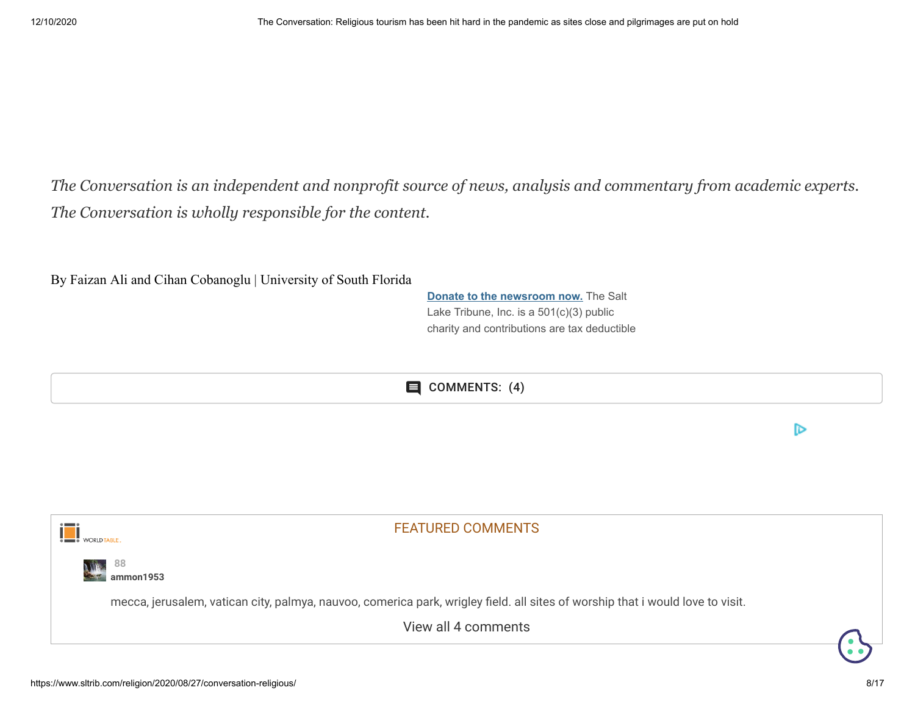*The Conversation is an independent and nonprofit source of news, analysis and commentary from academic experts. The Conversation is wholly responsible for the content.*

By Faizan Ali and Cihan Cobanoglu | University of South Florida

**Donate to the newsroom now.** The Salt Lake Tribune, Inc. is a 501(c)(3) public charity and contributions are tax deductible

COMMENTS: (4)

FEATURED COMMENTS

88
**ammon1953**

mecca, jerusalem, vatican city, palmya, nauvoo, comerica park, wrigley field. all sites of worship that i would love to visit.

View all 4 comments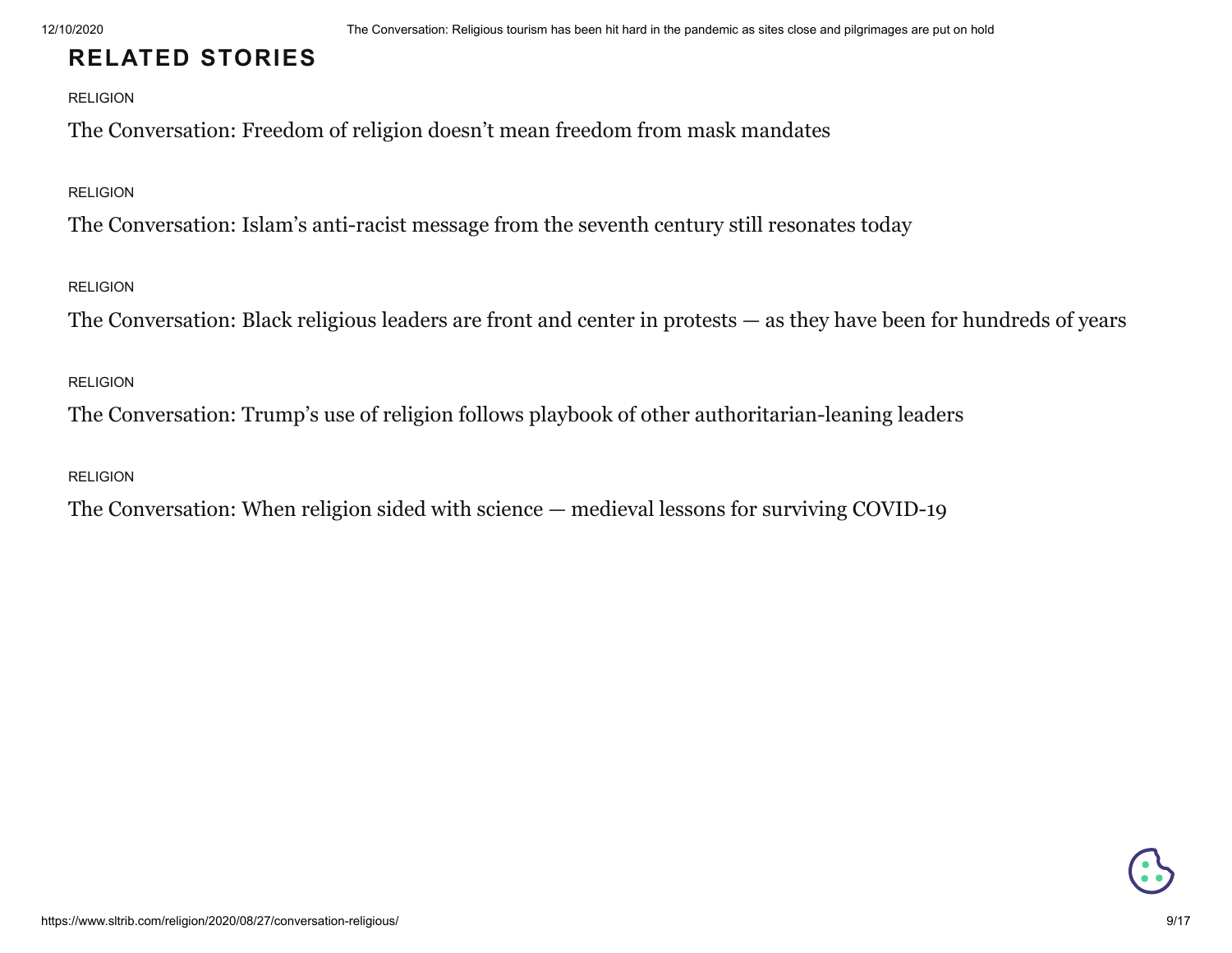## RELATED STORIES

RELIGION

The Conversation: Freedom of religion doesn’t mean freedom from mask mandates

RELIGION

The Conversation: Islam’s anti-racist message from the seventh century still resonates today

RELIGION

The Conversation: Black religious leaders are front and center in protests — as they have been for hundreds of years

RELIGION

The Conversation: Trump’s use of religion follows playbook of other authoritarian-leaning leaders

RELIGION

The Conversation: When religion sided with science — medieval lessons for surviving COVID-19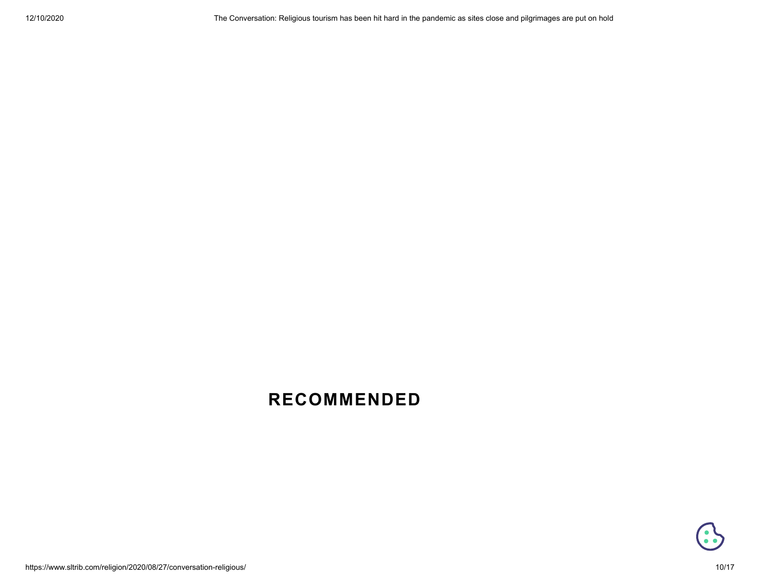## RECOMMENDED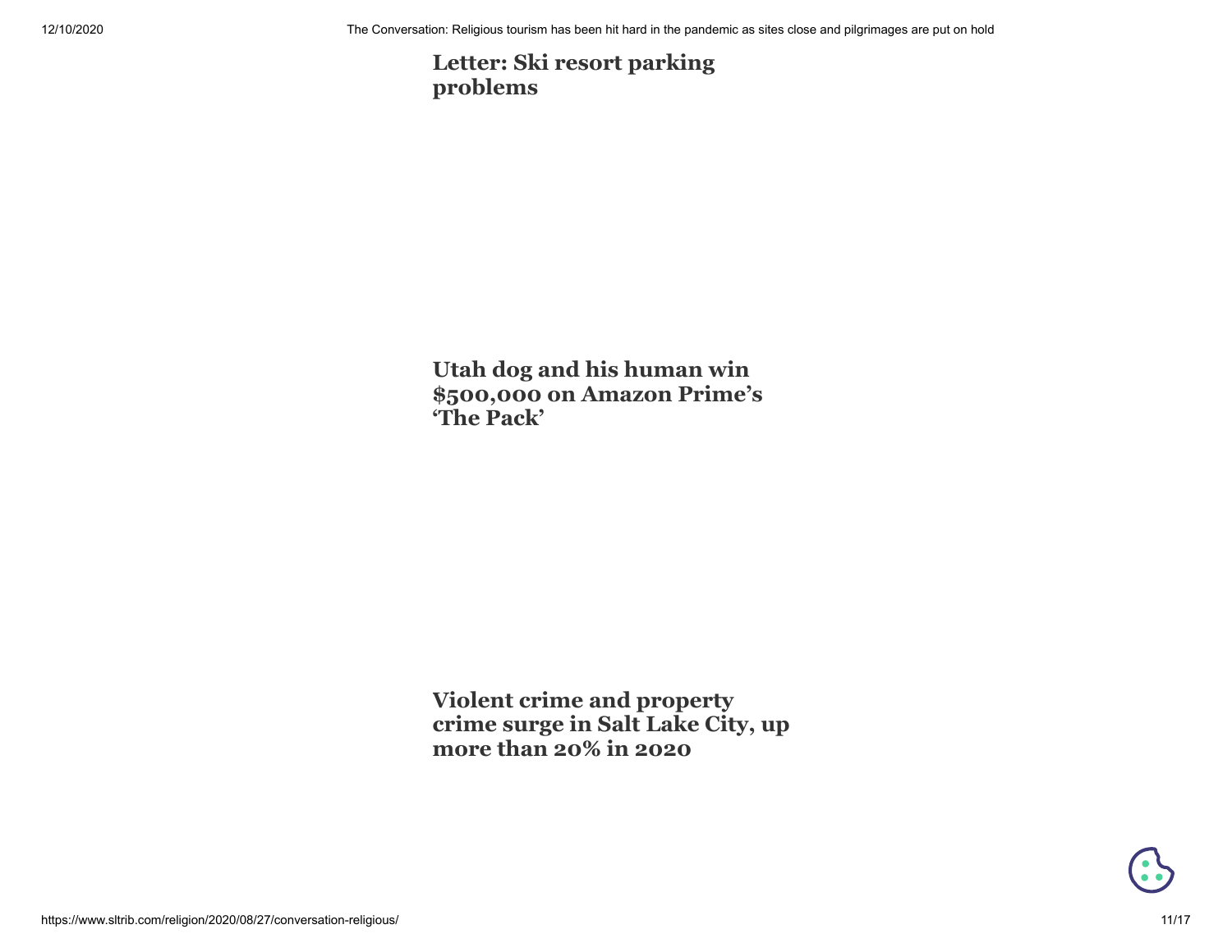**Letter: Ski resort parking problems**

**Utah dog and his human win $500,000 on Amazon Prime's 'The Pack'**

**Violent crime and property crime surge in Salt Lake City, up more than 20% in 2020**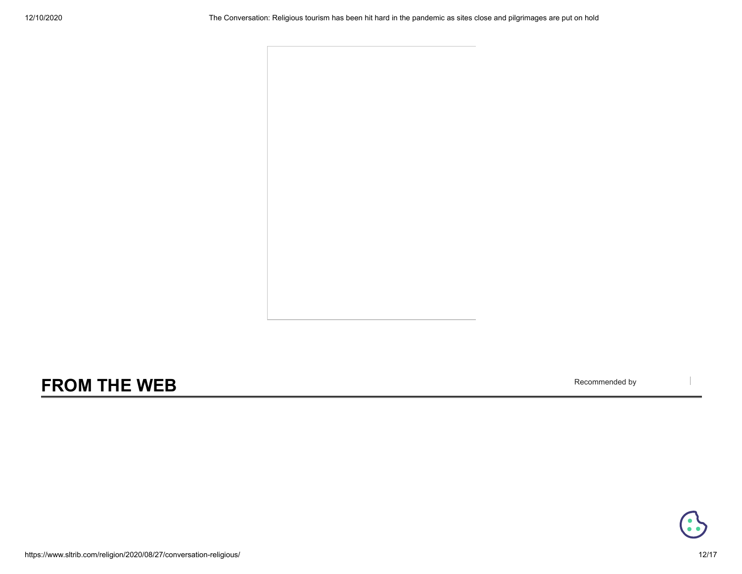## FROM THE WEB

Recommended by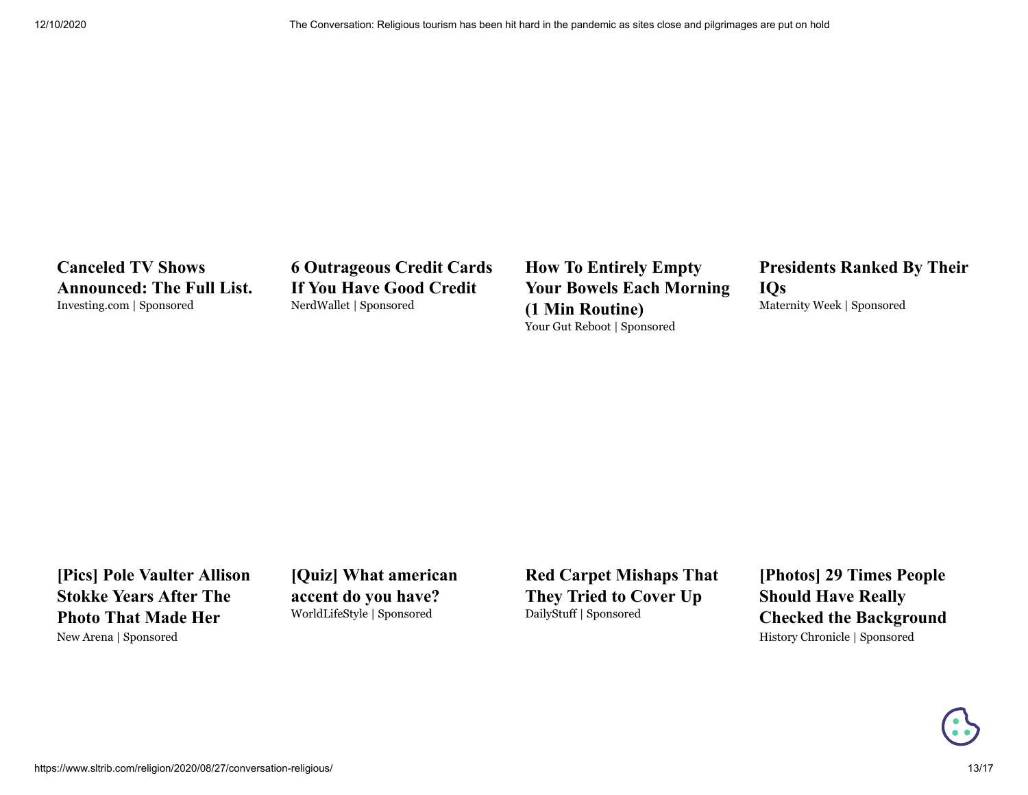**Canceled TV Shows Announced: The Full List.**
Investing.com | Sponsored

**6 Outrageous Credit Cards If You Have Good Credit**
NerdWallet | Sponsored

**How To Entirely Empty Your Bowels Each Morning (1 Min Routine)**
Your Gut Reboot | Sponsored

**Presidents Ranked By Their IQs**
Maternity Week | Sponsored

**[Pics] Pole Vaulter Allison Stokke Years After The Photo That Made Her**
New Arena | Sponsored

**[Quiz] What american accent do you have?**
WorldLifeStyle | Sponsored

**Red Carpet Mishaps That They Tried to Cover Up**
DailyStuff | Sponsored

**[Photos] 29 Times People Should Have Really Checked the Background**
History Chronicle | Sponsored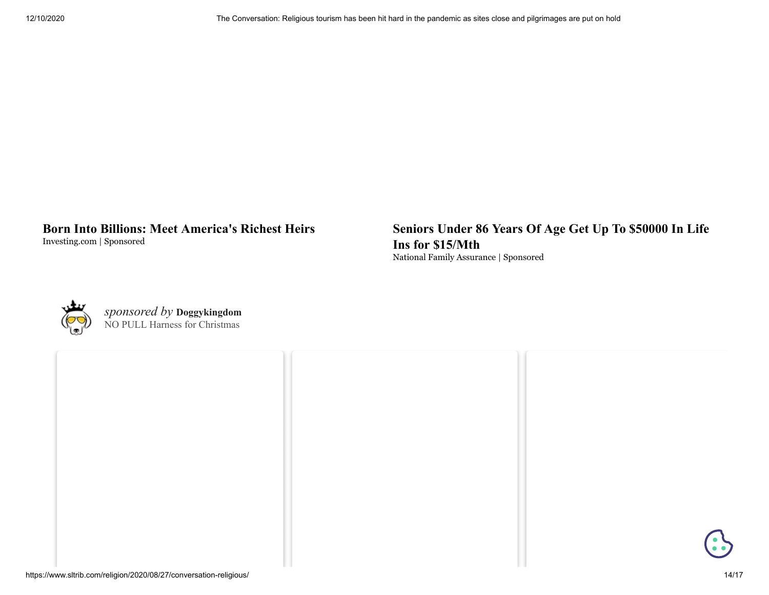**Born Into Billions: Meet America's Richest Heirs**
Investing.com | Sponsored

**Seniors Under 86 Years Of Age Get Up To $50000 In Life Ins for $15/Mth**
National Family Assurance | Sponsored

*sponsored by* **Doggykingdom**
NO PULL Harness for Christmas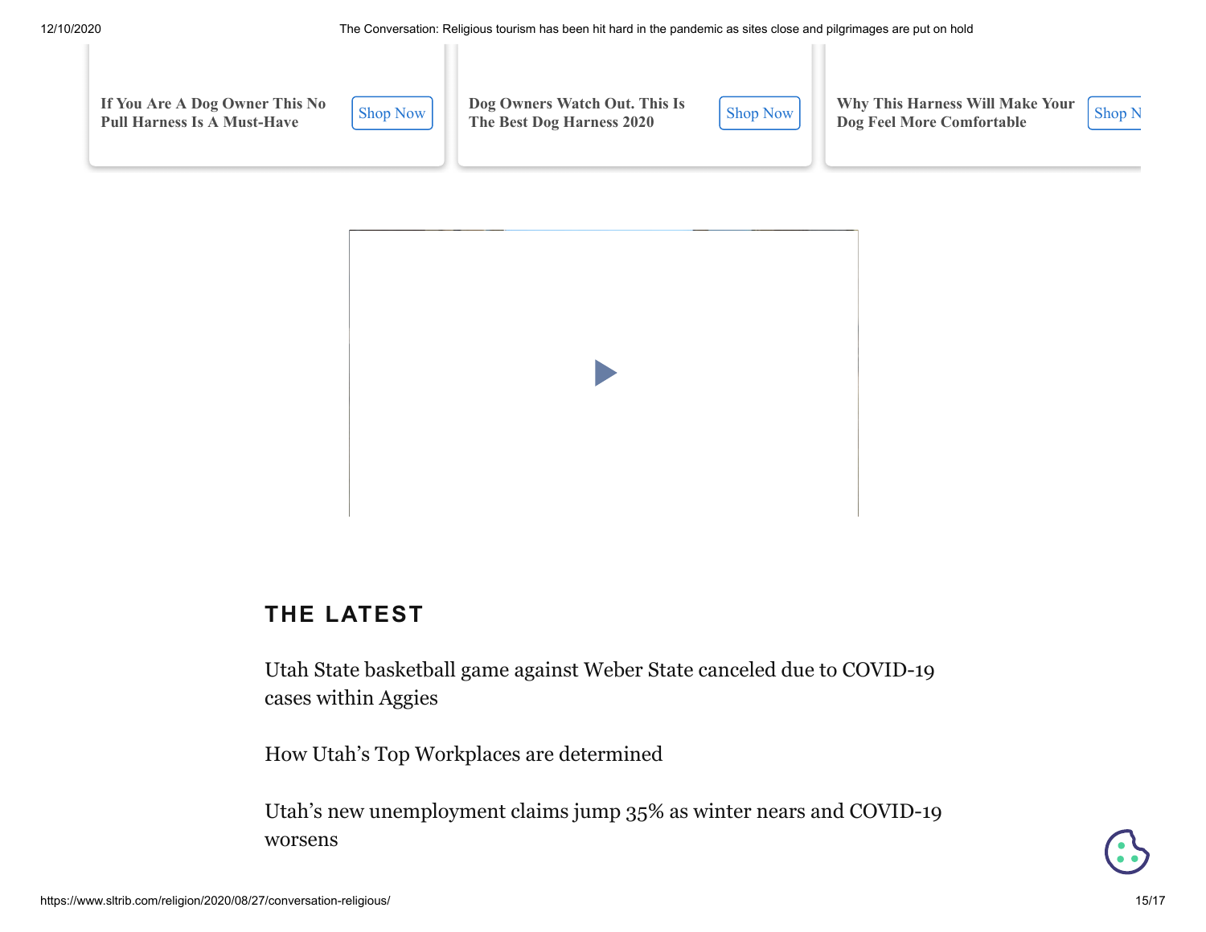If You Are A Dog Owner This No Pull Harness Is A Must-Have

Shop Now

Dog Owners Watch Out. This Is The Best Dog Harness 2020

Shop Now

Why This Harness Will Make Your Dog Feel More Comfortable

Shop N

## THE LATEST

Utah State basketball game against Weber State canceled due to COVID-19 cases within Aggies

How Utah's Top Workplaces are determined

Utah's new unemployment claims jump 35% as winter nears and COVID-19 worsens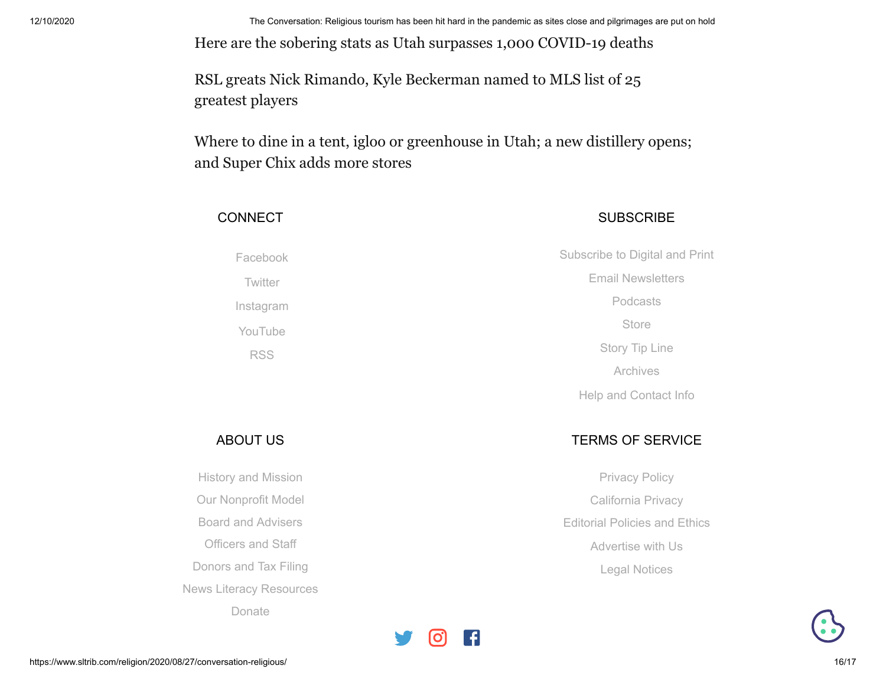Here are the sobering stats as Utah surpasses 1,000 COVID-19 deaths

RSL greats Nick Rimando, Kyle Beckerman named to MLS list of 25 greatest players

Where to dine in a tent, igloo or greenhouse in Utah; a new distillery opens; and Super Chix adds more stores

## CONNECT

Facebook

Twitter

Instagram

YouTube

RSS

## SUBSCRIBE

Subscribe to Digital and Print

Email Newsletters

Podcasts

Store

Story Tip Line

Archives

Help and Contact Info

## ABOUT US

History and Mission

Our Nonprofit Model

Board and Advisers

Officers and Staff

Donors and Tax Filing

News Literacy Resources

Donate

## TERMS OF SERVICE

Privacy Policy

California Privacy

Editorial Policies and Ethics

Advertise with Us

Legal Notices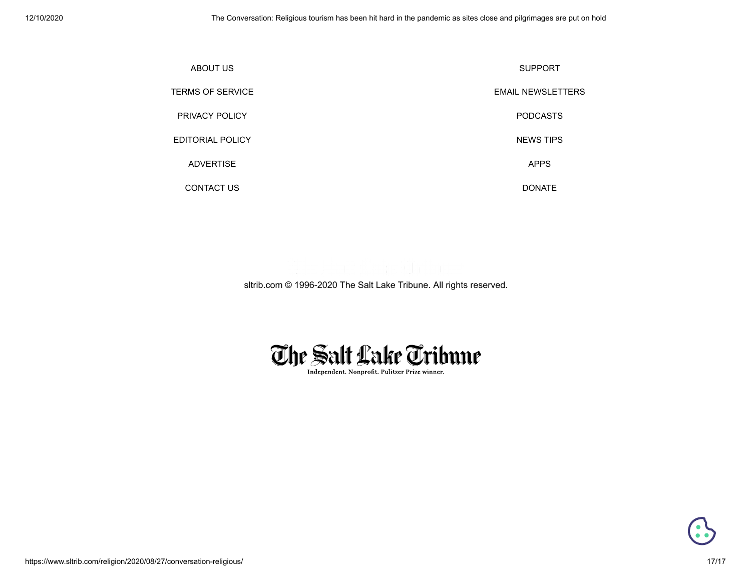ABOUT US

TERMS OF SERVICE

PRIVACY POLICY

EDITORIAL POLICY

ADVERTISE

CONTACT US

SUPPORT

EMAIL NEWSLETTERS

PODCASTS

NEWS TIPS

APPS

DONATE

sltrib.com © 1996-2020 The Salt Lake Tribune. All rights reserved.

The Salt Lake Tribune

Independent. Nonprofit. Pulitzer Prize winner.